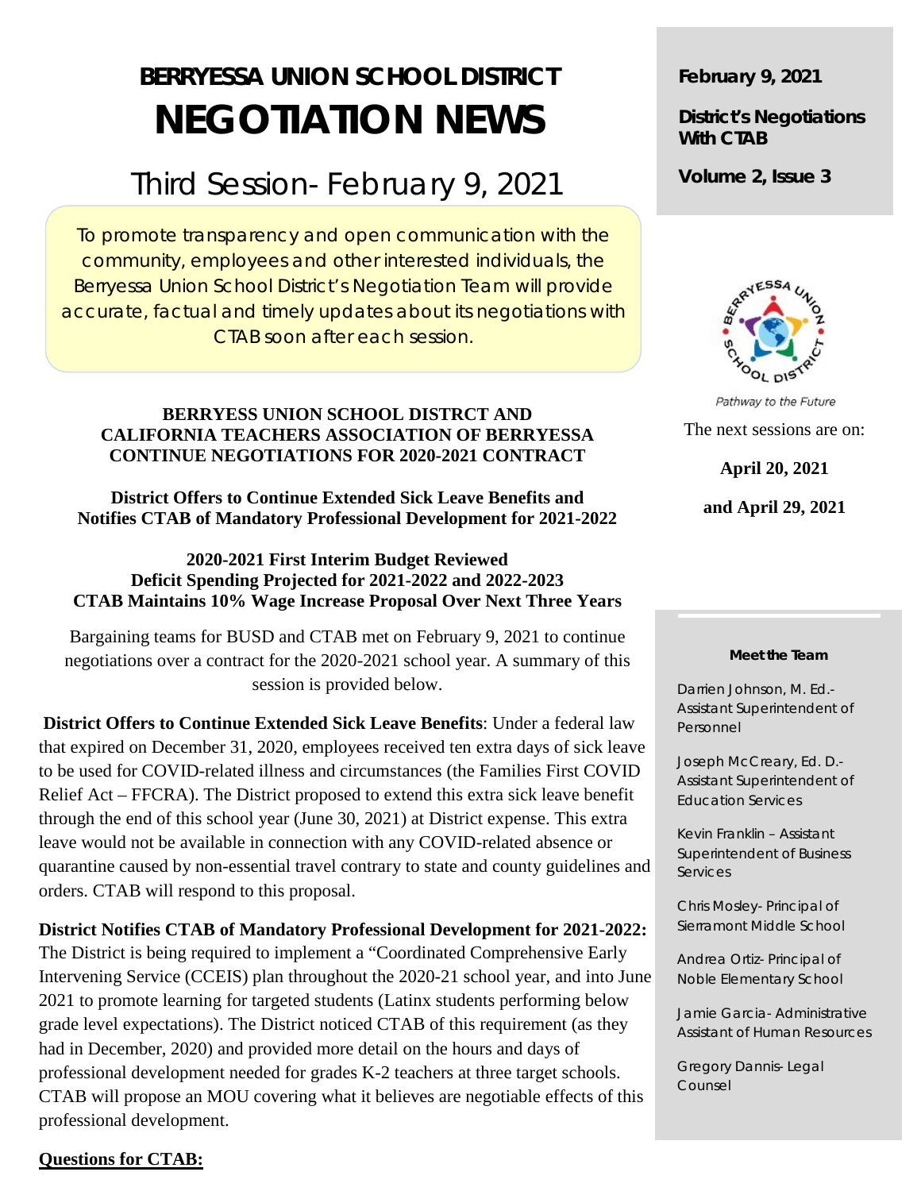# BERRYESSA UNION SCHOOL DISTRICT

# NEGOTIATION NEWS

## Third Session- February 9, 2021

To promote transparency and open communication with the community, employees and other interested individuals, the Berryessa Union School District's Negotiation Team will provide accurate, factual and timely updates about its negotiations with CTAB soon after each session.

**BERRYESS UNION SCHOOL DISTRCT AND CALIFORNIA TEACHERS ASSOCIATION OF BERRYESSA CONTINUE NEGOTIATIONS FOR 2020-2021 CONTRACT**

**District Offers to Continue Extended Sick Leave Benefits and Notifies CTAB of Mandatory Professional Development for 2021-2022**

**2020-2021 First Interim Budget Reviewed**
**Deficit Spending Projected for 2021-2022 and 2022-2023**
**CTAB Maintains 10% Wage Increase Proposal Over Next Three Years**

Bargaining teams for BUSD and CTAB met on February 9, 2021 to continue negotiations over a contract for the 2020-2021 school year. A summary of this session is provided below.

**District Offers to Continue Extended Sick Leave Benefits**: Under a federal law that expired on December 31, 2020, employees received ten extra days of sick leave to be used for COVID-related illness and circumstances (the Families First COVID Relief Act – FFCRA). The District proposed to extend this extra sick leave benefit through the end of this school year (June 30, 2021) at District expense. This extra leave would not be available in connection with any COVID-related absence or quarantine caused by non-essential travel contrary to state and county guidelines and orders. CTAB will respond to this proposal.

**District Notifies CTAB of Mandatory Professional Development for 2021-2022:** The District is being required to implement a "Coordinated Comprehensive Early Intervening Service (CCEIS) plan throughout the 2020-21 school year, and into June 2021 to promote learning for targeted students (Latinx students performing below grade level expectations). The District noticed CTAB of this requirement (as they had in December, 2020) and provided more detail on the hours and days of professional development needed for grades K-2 teachers at three target schools. CTAB will propose an MOU covering what it believes are negotiable effects of this professional development.

**Questions for CTAB:**

**February 9, 2021**

**District's Negotiations With CTAB**

**Volume 2, Issue 3**

*Pathway to the Future*

The next sessions are on:

**April 20, 2021**

**and April 29, 2021**

**Meet the Team**

Darrien Johnson, M. Ed.- Assistant Superintendent of Personnel

Joseph McCreary, Ed. D.- Assistant Superintendent of Education Services

Kevin Franklin – Assistant Superintendent of Business Services

Chris Mosley- Principal of Sierramont Middle School

Andrea Ortiz- Principal of Noble Elementary School

Jamie Garcia- Administrative Assistant of Human Resources

Gregory Dannis- Legal Counsel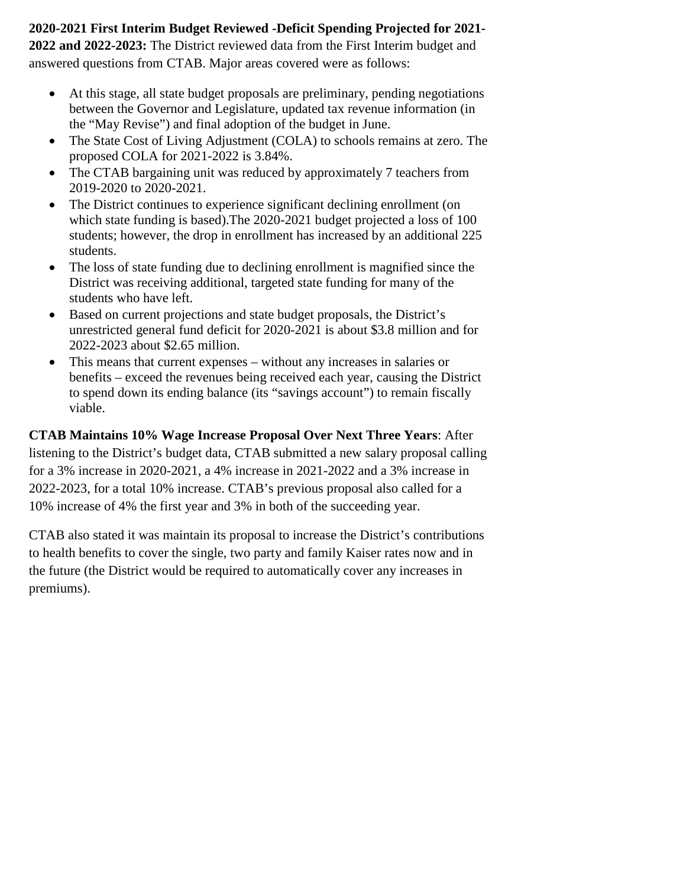**2020-2021 First Interim Budget Reviewed -Deficit Spending Projected for 2021-2022 and 2022-2023:** The District reviewed data from the First Interim budget and answered questions from CTAB. Major areas covered were as follows:

- At this stage, all state budget proposals are preliminary, pending negotiations between the Governor and Legislature, updated tax revenue information (in the "May Revise") and final adoption of the budget in June.
- The State Cost of Living Adjustment (COLA) to schools remains at zero. The proposed COLA for 2021-2022 is 3.84%.
- The CTAB bargaining unit was reduced by approximately 7 teachers from 2019-2020 to 2020-2021.
- The District continues to experience significant declining enrollment (on which state funding is based).The 2020-2021 budget projected a loss of 100 students; however, the drop in enrollment has increased by an additional 225 students.
- The loss of state funding due to declining enrollment is magnified since the District was receiving additional, targeted state funding for many of the students who have left.
- Based on current projections and state budget proposals, the District's unrestricted general fund deficit for 2020-2021 is about $3.8 million and for 2022-2023 about $2.65 million.
- This means that current expenses – without any increases in salaries or benefits – exceed the revenues being received each year, causing the District to spend down its ending balance (its "savings account") to remain fiscally viable.

**CTAB Maintains 10% Wage Increase Proposal Over Next Three Years**: After listening to the District's budget data, CTAB submitted a new salary proposal calling for a 3% increase in 2020-2021, a 4% increase in 2021-2022 and a 3% increase in 2022-2023, for a total 10% increase. CTAB's previous proposal also called for a 10% increase of 4% the first year and 3% in both of the succeeding year.

CTAB also stated it was maintain its proposal to increase the District's contributions to health benefits to cover the single, two party and family Kaiser rates now and in the future (the District would be required to automatically cover any increases in premiums).